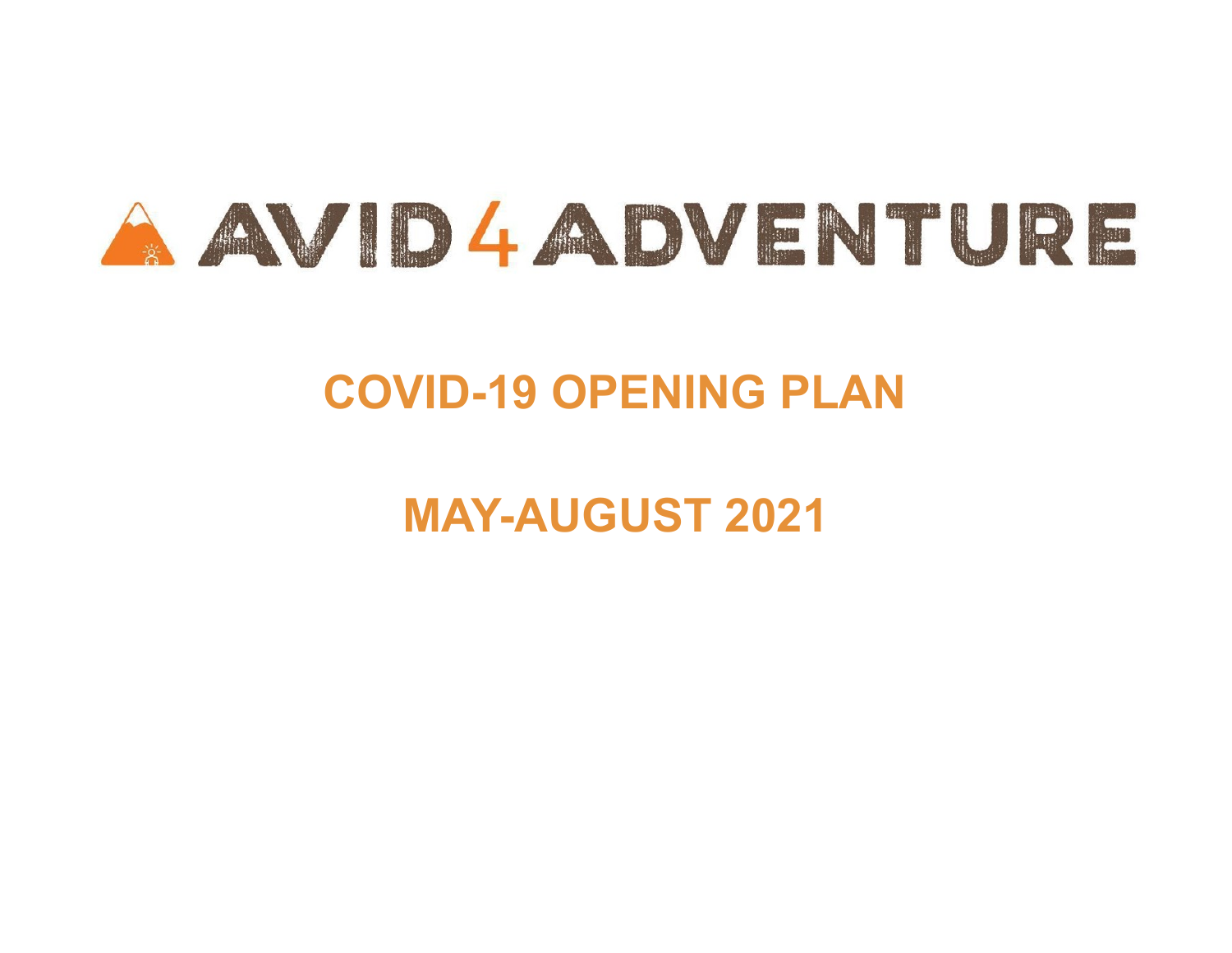AVID 4 ADVENTURE

# COVID-19 OPENING PLAN

# MAY-AUGUST 2021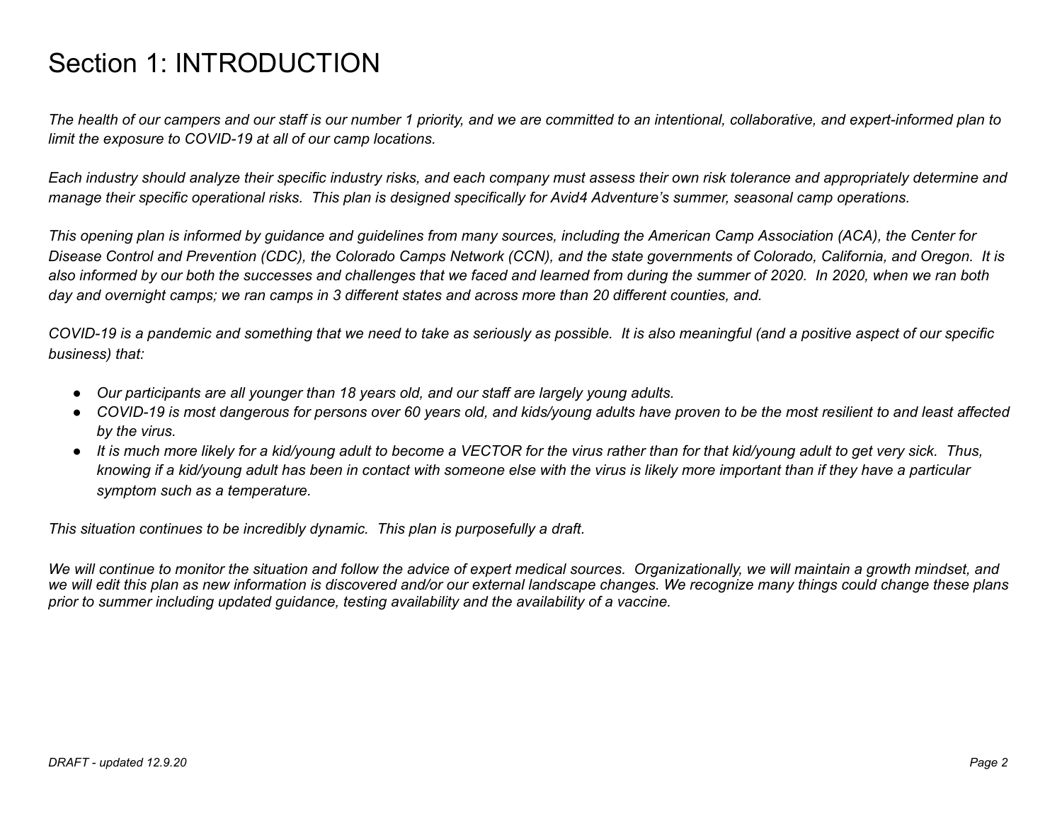# Section 1: INTRODUCTION

*The health of our campers and our staff is our number 1 priority, and we are committed to an intentional, collaborative, and expert-informed plan to limit the exposure to COVID-19 at all of our camp locations.*

*Each industry should analyze their specific industry risks, and each company must assess their own risk tolerance and appropriately determine and manage their specific operational risks. This plan is designed specifically for Avid4 Adventure's summer, seasonal camp operations.*

*This opening plan is informed by guidance and guidelines from many sources, including the American Camp Association (ACA), the Center for Disease Control and Prevention (CDC), the Colorado Camps Network (CCN), and the state governments of Colorado, California, and Oregon. It is also informed by our both the successes and challenges that we faced and learned from during the summer of 2020. In 2020, when we ran both day and overnight camps; we ran camps in 3 different states and across more than 20 different counties, and.*

*COVID-19 is a pandemic and something that we need to take as seriously as possible. It is also meaningful (and a positive aspect of our specific business) that:*

- *Our participants are all younger than 18 years old, and our staff are largely young adults.*
- *COVID-19 is most dangerous for persons over 60 years old, and kids/young adults have proven to be the most resilient to and least affected by the virus.*
- *It is much more likely for a kid/young adult to become a VECTOR for the virus rather than for that kid/young adult to get very sick. Thus, knowing if a kid/young adult has been in contact with someone else with the virus is likely more important than if they have a particular symptom such as a temperature.*

*This situation continues to be incredibly dynamic. This plan is purposefully a draft.*

*We will continue to monitor the situation and follow the advice of expert medical sources. Organizationally, we will maintain a growth mindset, and we will edit this plan as new information is discovered and/or our external landscape changes. We recognize many things could change these plans prior to summer including updated guidance, testing availability and the availability of a vaccine.*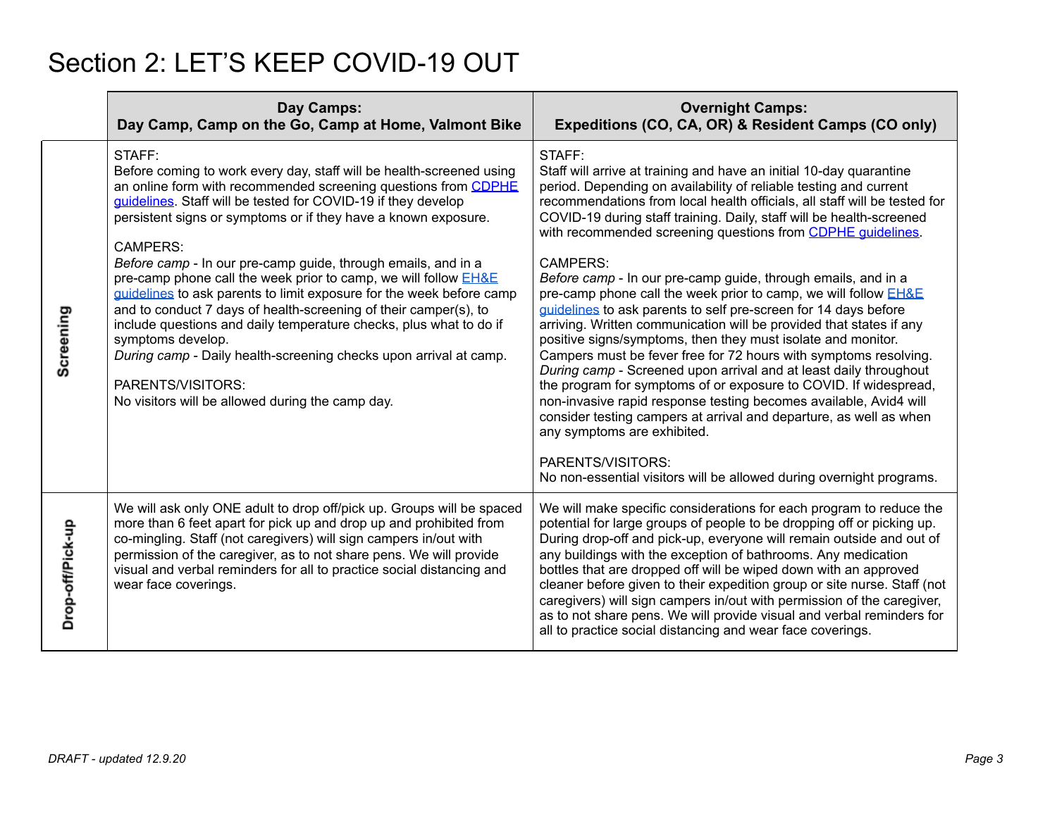# Section 2: LET'S KEEP COVID-19 OUT

| | Day Camps:<br>Day Camp, Camp on the Go, Camp at Home, Valmont Bike | Overnight Camps:<br>Expeditions (CO, CA, OR) & Resident Camps (CO only) |
|---|---|---|
| **Screening** | STAFF:<br>Before coming to work every day, staff will be health-screened using an online form with recommended screening questions from CDPHE guidelines. Staff will be tested for COVID-19 if they develop persistent signs or symptoms or if they have a known exposure.<br><br>CAMPERS:<br>*Before camp* - In our pre-camp guide, through emails, and in a pre-camp phone call the week prior to camp, we will follow EH&E guidelines to ask parents to limit exposure for the week before camp and to conduct 7 days of health-screening of their camper(s), to include questions and daily temperature checks, plus what to do if symptoms develop.<br>*During camp* - Daily health-screening checks upon arrival at camp.<br><br>PARENTS/VISITORS:<br>No visitors will be allowed during the camp day. | STAFF:<br>Staff will arrive at training and have an initial 10-day quarantine period. Depending on availability of reliable testing and current recommendations from local health officials, all staff will be tested for COVID-19 during staff training. Daily, staff will be health-screened with recommended screening questions from CDPHE guidelines.<br><br>CAMPERS:<br>*Before camp* - In our pre-camp guide, through emails, and in a pre-camp phone call the week prior to camp, we will follow EH&E guidelines to ask parents to self pre-screen for 14 days before arriving. Written communication will be provided that states if any positive signs/symptoms, then they must isolate and monitor. Campers must be fever free for 72 hours with symptoms resolving.<br>*During camp* - Screened upon arrival and at least daily throughout the program for symptoms of or exposure to COVID. If widespread, non-invasive rapid response testing becomes available, Avid4 will consider testing campers at arrival and departure, as well as when any symptoms are exhibited.<br><br>PARENTS/VISITORS:<br>No non-essential visitors will be allowed during overnight programs. |
| **Drop-off/Pick-up** | We will ask only ONE adult to drop off/pick up. Groups will be spaced more than 6 feet apart for pick up and drop up and prohibited from co-mingling. Staff (not caregivers) will sign campers in/out with permission of the caregiver, as to not share pens. We will provide visual and verbal reminders for all to practice social distancing and wear face coverings. | We will make specific considerations for each program to reduce the potential for large groups of people to be dropping off or picking up. During drop-off and pick-up, everyone will remain outside and out of any buildings with the exception of bathrooms. Any medication bottles that are dropped off will be wiped down with an approved cleaner before given to their expedition group or site nurse. Staff (not caregivers) will sign campers in/out with permission of the caregiver, as to not share pens. We will provide visual and verbal reminders for all to practice social distancing and wear face coverings. |

*DRAFT - updated 12.9.20*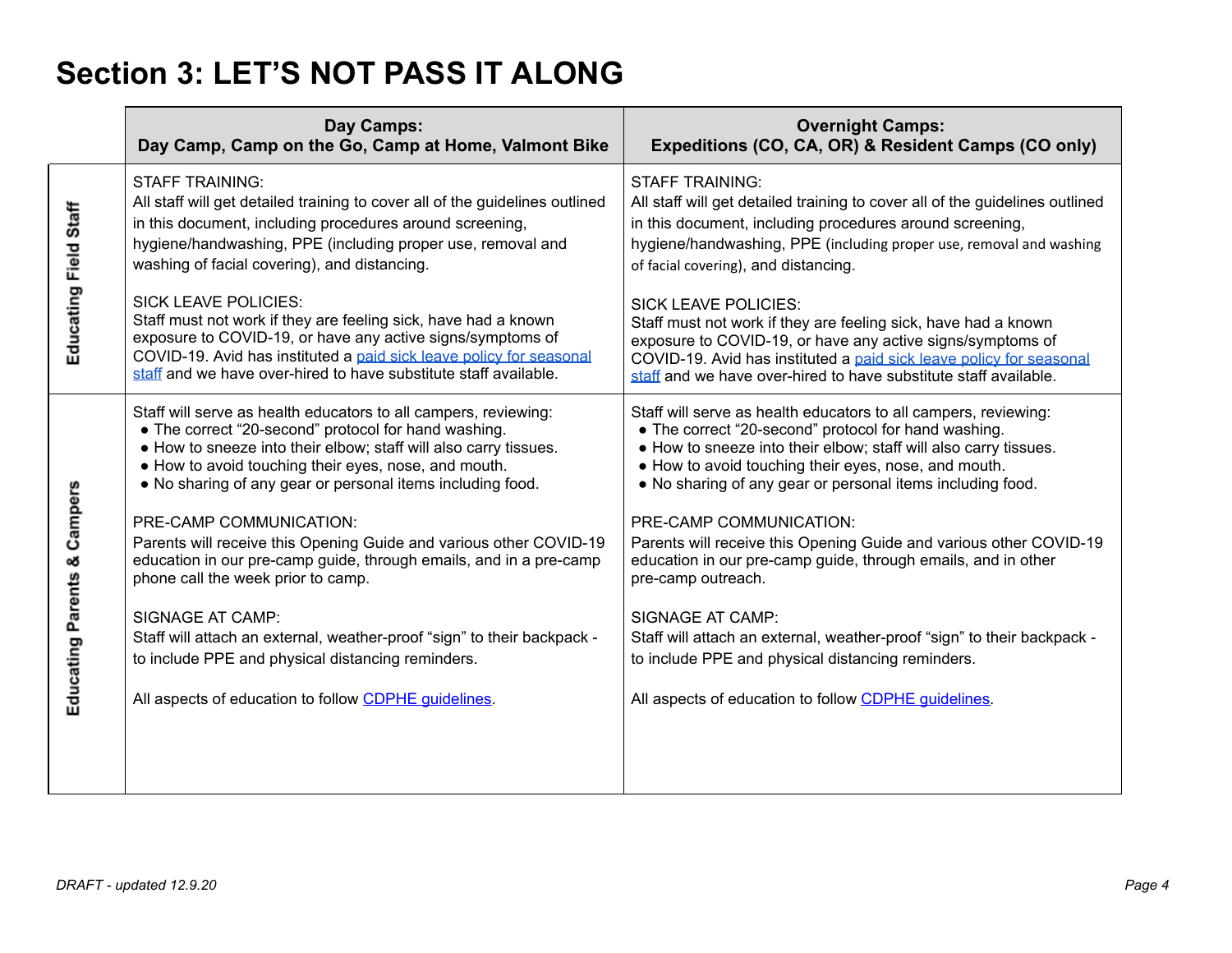# Section 3: LET'S NOT PASS IT ALONG

| | Day Camps: Day Camp, Camp on the Go, Camp at Home, Valmont Bike | Overnight Camps: Expeditions (CO, CA, OR) & Resident Camps (CO only) |
|---|---|---|
| **Educating Field Staff** | STAFF TRAINING:<br>All staff will get detailed training to cover all of the guidelines outlined in this document, including procedures around screening, hygiene/handwashing, PPE (including proper use, removal and washing of facial covering), and distancing.<br><br>SICK LEAVE POLICIES:<br>Staff must not work if they are feeling sick, have had a known exposure to COVID-19, or have any active signs/symptoms of COVID-19. Avid has instituted a paid sick leave policy for seasonal staff and we have over-hired to have substitute staff available. | STAFF TRAINING:<br>All staff will get detailed training to cover all of the guidelines outlined in this document, including procedures around screening, hygiene/handwashing, PPE (including proper use, removal and washing of facial covering), and distancing.<br><br>SICK LEAVE POLICIES:<br>Staff must not work if they are feeling sick, have had a known exposure to COVID-19, or have any active signs/symptoms of COVID-19. Avid has instituted a paid sick leave policy for seasonal staff and we have over-hired to have substitute staff available. |
| **Educating Parents & Campers** | Staff will serve as health educators to all campers, reviewing:<br>● The correct "20-second" protocol for hand washing.<br>● How to sneeze into their elbow; staff will also carry tissues.<br>● How to avoid touching their eyes, nose, and mouth.<br>● No sharing of any gear or personal items including food.<br><br>PRE-CAMP COMMUNICATION:<br>Parents will receive this Opening Guide and various other COVID-19 education in our pre-camp guide, through emails, and in a pre-camp phone call the week prior to camp.<br><br>SIGNAGE AT CAMP:<br>Staff will attach an external, weather-proof "sign" to their backpack - to include PPE and physical distancing reminders.<br><br>All aspects of education to follow CDPHE guidelines. | Staff will serve as health educators to all campers, reviewing:<br>● The correct "20-second" protocol for hand washing.<br>● How to sneeze into their elbow; staff will also carry tissues.<br>● How to avoid touching their eyes, nose, and mouth.<br>● No sharing of any gear or personal items including food.<br><br>PRE-CAMP COMMUNICATION:<br>Parents will receive this Opening Guide and various other COVID-19 education in our pre-camp guide, through emails, and in other pre-camp outreach.<br><br>SIGNAGE AT CAMP:<br>Staff will attach an external, weather-proof "sign" to their backpack - to include PPE and physical distancing reminders.<br><br>All aspects of education to follow CDPHE guidelines. |

*DRAFT - updated 12.9.20*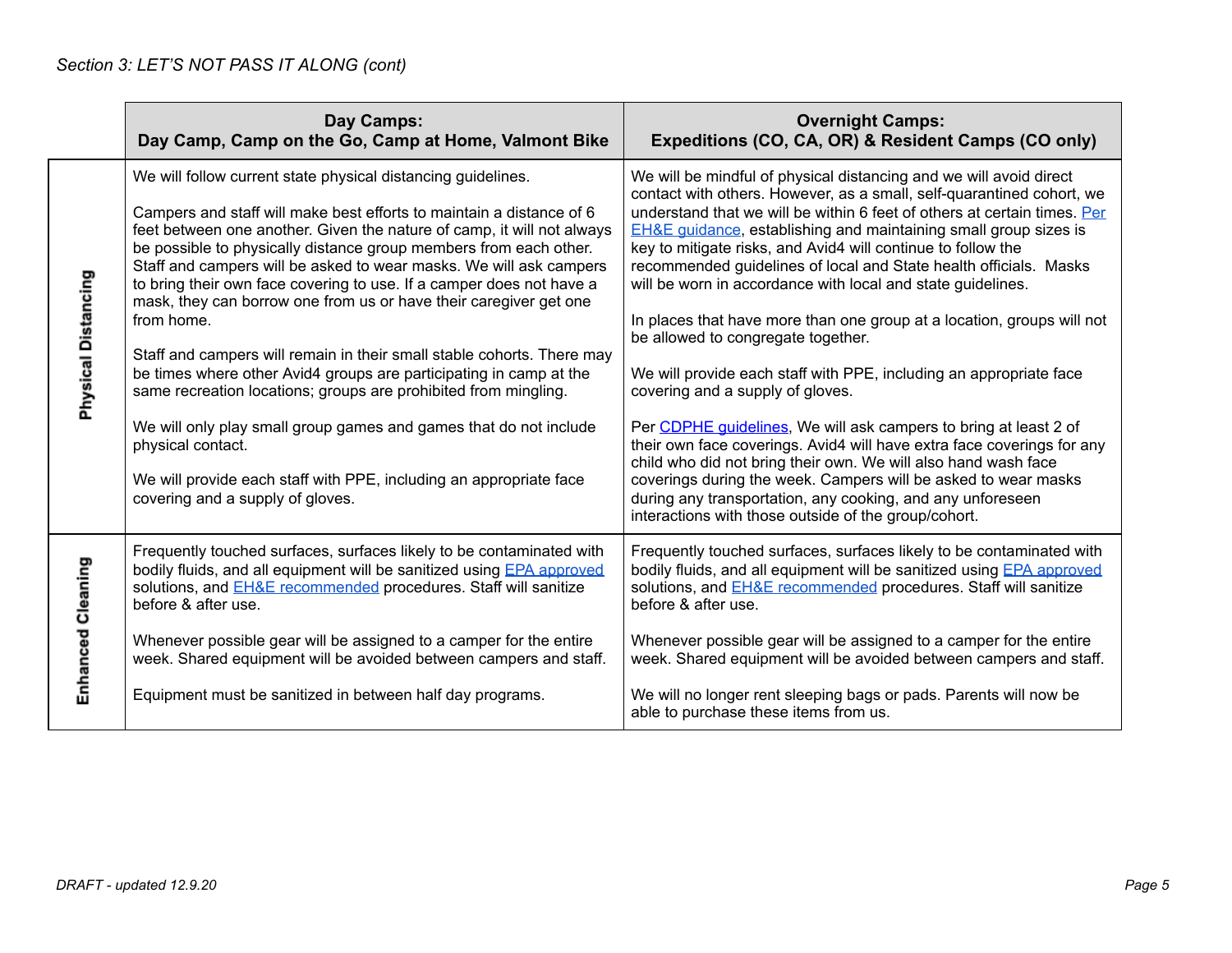*Section 3: LET'S NOT PASS IT ALONG (cont)*

| | Day Camps: Day Camp, Camp on the Go, Camp at Home, Valmont Bike | Overnight Camps: Expeditions (CO, CA, OR) & Resident Camps (CO only) |
|---|---|---|
| **Physical Distancing** | We will follow current state physical distancing guidelines.<br><br>Campers and staff will make best efforts to maintain a distance of 6 feet between one another. Given the nature of camp, it will not always be possible to physically distance group members from each other. Staff and campers will be asked to wear masks. We will ask campers to bring their own face covering to use. If a camper does not have a mask, they can borrow one from us or have their caregiver get one from home.<br><br>Staff and campers will remain in their small stable cohorts. There may be times where other Avid4 groups are participating in camp at the same recreation locations; groups are prohibited from mingling.<br><br>We will only play small group games and games that do not include physical contact.<br><br>We will provide each staff with PPE, including an appropriate face covering and a supply of gloves. | We will be mindful of physical distancing and we will avoid direct contact with others. However, as a small, self-quarantined cohort, we understand that we will be within 6 feet of others at certain times. Per EH&E guidance, establishing and maintaining small group sizes is key to mitigate risks, and Avid4 will continue to follow the recommended guidelines of local and State health officials. Masks will be worn in accordance with local and state guidelines.<br><br>In places that have more than one group at a location, groups will not be allowed to congregate together.<br><br>We will provide each staff with PPE, including an appropriate face covering and a supply of gloves.<br><br>Per CDPHE guidelines, We will ask campers to bring at least 2 of their own face coverings. Avid4 will have extra face coverings for any child who did not bring their own. We will also hand wash face coverings during the week. Campers will be asked to wear masks during any transportation, any cooking, and any unforeseen interactions with those outside of the group/cohort. |
| **Enhanced Cleaning** | Frequently touched surfaces, surfaces likely to be contaminated with bodily fluids, and all equipment will be sanitized using EPA approved solutions, and EH&E recommended procedures. Staff will sanitize before & after use.<br><br>Whenever possible gear will be assigned to a camper for the entire week. Shared equipment will be avoided between campers and staff.<br><br>Equipment must be sanitized in between half day programs. | Frequently touched surfaces, surfaces likely to be contaminated with bodily fluids, and all equipment will be sanitized using EPA approved solutions, and EH&E recommended procedures. Staff will sanitize before & after use.<br><br>Whenever possible gear will be assigned to a camper for the entire week. Shared equipment will be avoided between campers and staff.<br><br>We will no longer rent sleeping bags or pads. Parents will now be able to purchase these items from us. |

*DRAFT - updated 12.9.20*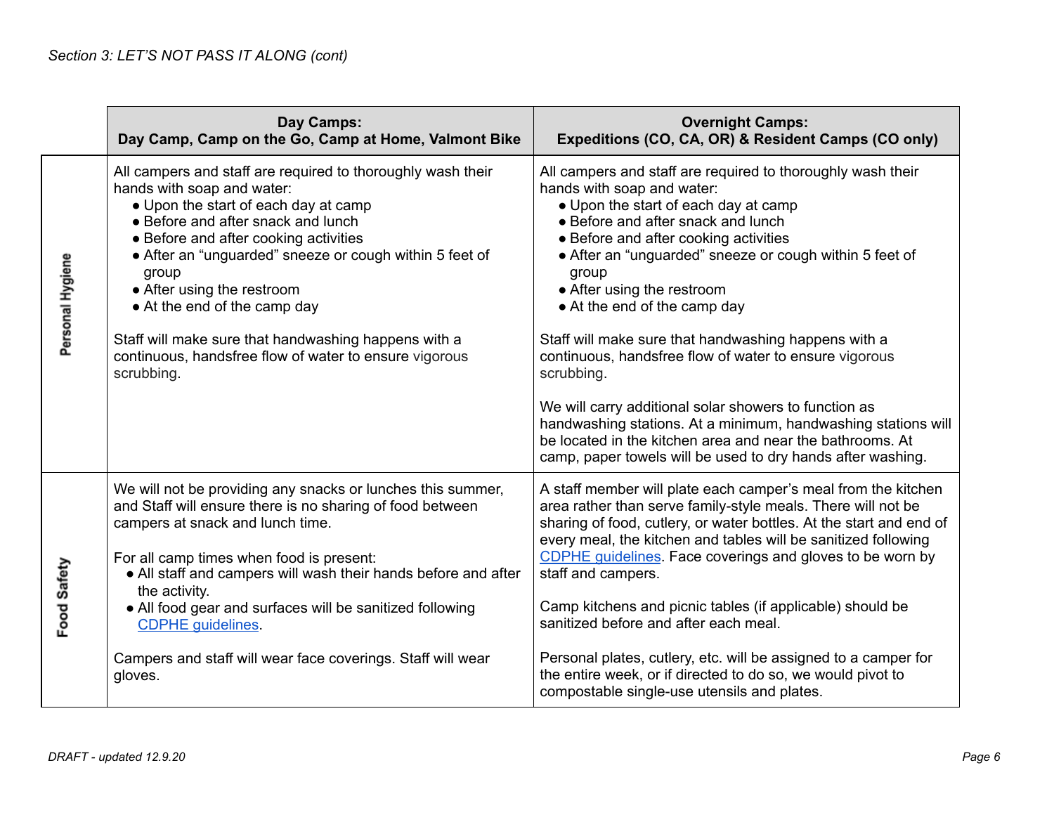*Section 3: LET'S NOT PASS IT ALONG (cont)*

| | Day Camps: Day Camp, Camp on the Go, Camp at Home, Valmont Bike | Overnight Camps: Expeditions (CO, CA, OR) & Resident Camps (CO only) |
|---|---|---|
| **Personal Hygiene** | All campers and staff are required to thoroughly wash their hands with soap and water:<br>• Upon the start of each day at camp<br>• Before and after snack and lunch<br>• Before and after cooking activities<br>• After an "unguarded" sneeze or cough within 5 feet of group<br>• After using the restroom<br>• At the end of the camp day<br><br>Staff will make sure that handwashing happens with a continuous, handsfree flow of water to ensure vigorous scrubbing. | All campers and staff are required to thoroughly wash their hands with soap and water:<br>• Upon the start of each day at camp<br>• Before and after snack and lunch<br>• Before and after cooking activities<br>• After an "unguarded" sneeze or cough within 5 feet of group<br>• After using the restroom<br>• At the end of the camp day<br><br>Staff will make sure that handwashing happens with a continuous, handsfree flow of water to ensure vigorous scrubbing.<br><br>We will carry additional solar showers to function as handwashing stations. At a minimum, handwashing stations will be located in the kitchen area and near the bathrooms. At camp, paper towels will be used to dry hands after washing. |
| **Food Safety** | We will not be providing any snacks or lunches this summer, and Staff will ensure there is no sharing of food between campers at snack and lunch time.<br><br>For all camp times when food is present:<br>• All staff and campers will wash their hands before and after the activity.<br>• All food gear and surfaces will be sanitized following CDPHE guidelines.<br><br>Campers and staff will wear face coverings. Staff will wear gloves. | A staff member will plate each camper's meal from the kitchen area rather than serve family-style meals. There will not be sharing of food, cutlery, or water bottles. At the start and end of every meal, the kitchen and tables will be sanitized following CDPHE guidelines. Face coverings and gloves to be worn by staff and campers.<br><br>Camp kitchens and picnic tables (if applicable) should be sanitized before and after each meal.<br><br>Personal plates, cutlery, etc. will be assigned to a camper for the entire week, or if directed to do so, we would pivot to compostable single-use utensils and plates. |

*DRAFT - updated 12.9.20*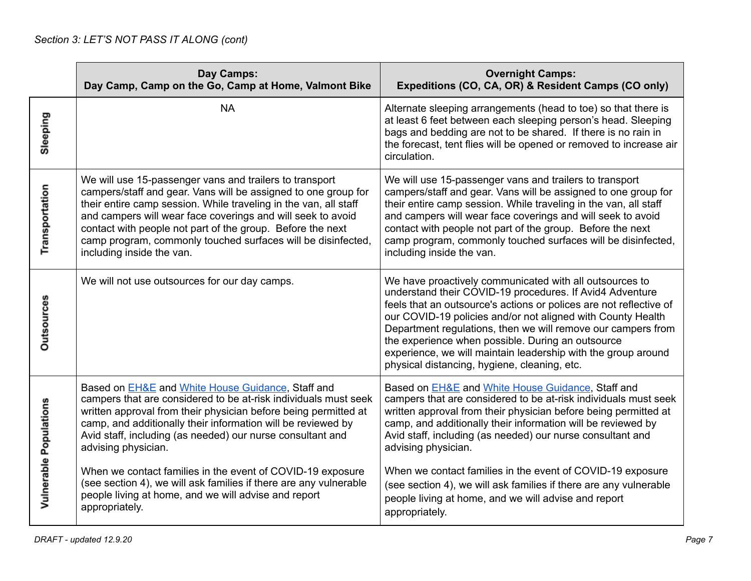*Section 3: LET'S NOT PASS IT ALONG (cont)*

| | Day Camps: Day Camp, Camp on the Go, Camp at Home, Valmont Bike | Overnight Camps: Expeditions (CO, CA, OR) & Resident Camps (CO only) |
|---|---|---|
| **Sleeping** | NA | Alternate sleeping arrangements (head to toe) so that there is at least 6 feet between each sleeping person's head. Sleeping bags and bedding are not to be shared. If there is no rain in the forecast, tent flies will be opened or removed to increase air circulation. |
| **Transportation** | We will use 15-passenger vans and trailers to transport campers/staff and gear. Vans will be assigned to one group for their entire camp session. While traveling in the van, all staff and campers will wear face coverings and will seek to avoid contact with people not part of the group. Before the next camp program, commonly touched surfaces will be disinfected, including inside the van. | We will use 15-passenger vans and trailers to transport campers/staff and gear. Vans will be assigned to one group for their entire camp session. While traveling in the van, all staff and campers will wear face coverings and will seek to avoid contact with people not part of the group. Before the next camp program, commonly touched surfaces will be disinfected, including inside the van. |
| **Outsources** | We will not use outsources for our day camps. | We have proactively communicated with all outsources to understand their COVID-19 procedures. If Avid4 Adventure feels that an outsource's actions or polices are not reflective of our COVID-19 policies and/or not aligned with County Health Department regulations, then we will remove our campers from the experience when possible. During an outsource experience, we will maintain leadership with the group around physical distancing, hygiene, cleaning, etc. |
| **Vulnerable Populations** | Based on EH&E and White House Guidance, Staff and campers that are considered to be at-risk individuals must seek written approval from their physician before being permitted at camp, and additionally their information will be reviewed by Avid staff, including (as needed) our nurse consultant and advising physician.<br><br>When we contact families in the event of COVID-19 exposure (see section 4), we will ask families if there are any vulnerable people living at home, and we will advise and report appropriately. | Based on EH&E and White House Guidance, Staff and campers that are considered to be at-risk individuals must seek written approval from their physician before being permitted at camp, and additionally their information will be reviewed by Avid staff, including (as needed) our nurse consultant and advising physician.<br><br>When we contact families in the event of COVID-19 exposure (see section 4), we will ask families if there are any vulnerable people living at home, and we will advise and report appropriately. |

*DRAFT - updated 12.9.20*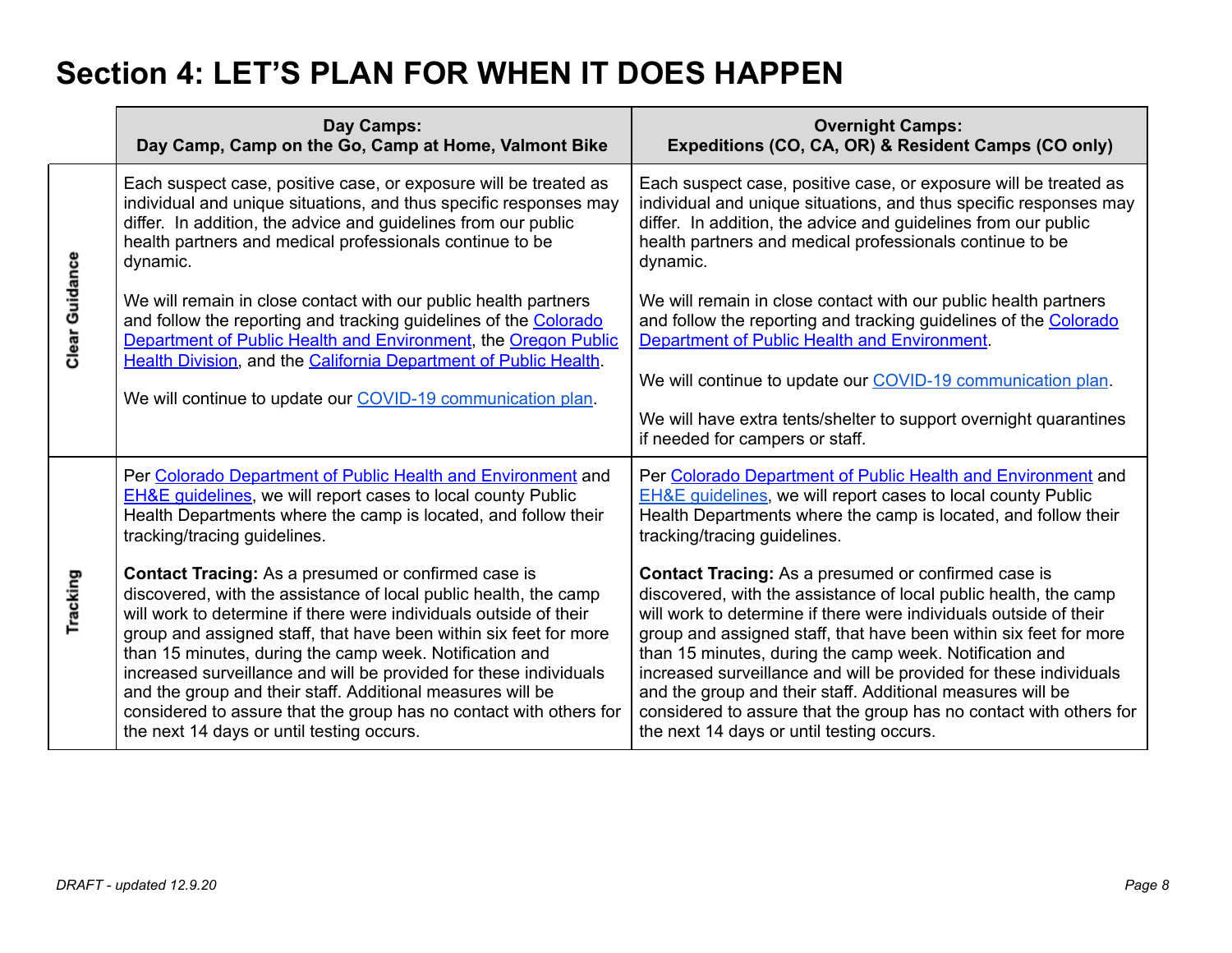# Section 4: LET'S PLAN FOR WHEN IT DOES HAPPEN

| | Day Camps: Day Camp, Camp on the Go, Camp at Home, Valmont Bike | Overnight Camps: Expeditions (CO, CA, OR) & Resident Camps (CO only) |
|---|---|---|
| **Clear Guidance** | Each suspect case, positive case, or exposure will be treated as individual and unique situations, and thus specific responses may differ. In addition, the advice and guidelines from our public health partners and medical professionals continue to be dynamic.<br><br>We will remain in close contact with our public health partners and follow the reporting and tracking guidelines of the Colorado Department of Public Health and Environment, the Oregon Public Health Division, and the California Department of Public Health.<br><br>We will continue to update our COVID-19 communication plan. | Each suspect case, positive case, or exposure will be treated as individual and unique situations, and thus specific responses may differ. In addition, the advice and guidelines from our public health partners and medical professionals continue to be dynamic.<br><br>We will remain in close contact with our public health partners and follow the reporting and tracking guidelines of the Colorado Department of Public Health and Environment.<br><br>We will continue to update our COVID-19 communication plan.<br><br>We will have extra tents/shelter to support overnight quarantines if needed for campers or staff. |
| **Tracking** | Per Colorado Department of Public Health and Environment and EH&E guidelines, we will report cases to local county Public Health Departments where the camp is located, and follow their tracking/tracing guidelines.<br><br>**Contact Tracing:** As a presumed or confirmed case is discovered, with the assistance of local public health, the camp will work to determine if there were individuals outside of their group and assigned staff, that have been within six feet for more than 15 minutes, during the camp week. Notification and increased surveillance and will be provided for these individuals and the group and their staff. Additional measures will be considered to assure that the group has no contact with others for the next 14 days or until testing occurs. | Per Colorado Department of Public Health and Environment and EH&E guidelines, we will report cases to local county Public Health Departments where the camp is located, and follow their tracking/tracing guidelines.<br><br>**Contact Tracing:** As a presumed or confirmed case is discovered, with the assistance of local public health, the camp will work to determine if there were individuals outside of their group and assigned staff, that have been within six feet for more than 15 minutes, during the camp week. Notification and increased surveillance and will be provided for these individuals and the group and their staff. Additional measures will be considered to assure that the group has no contact with others for the next 14 days or until testing occurs. |

*DRAFT - updated 12.9.20*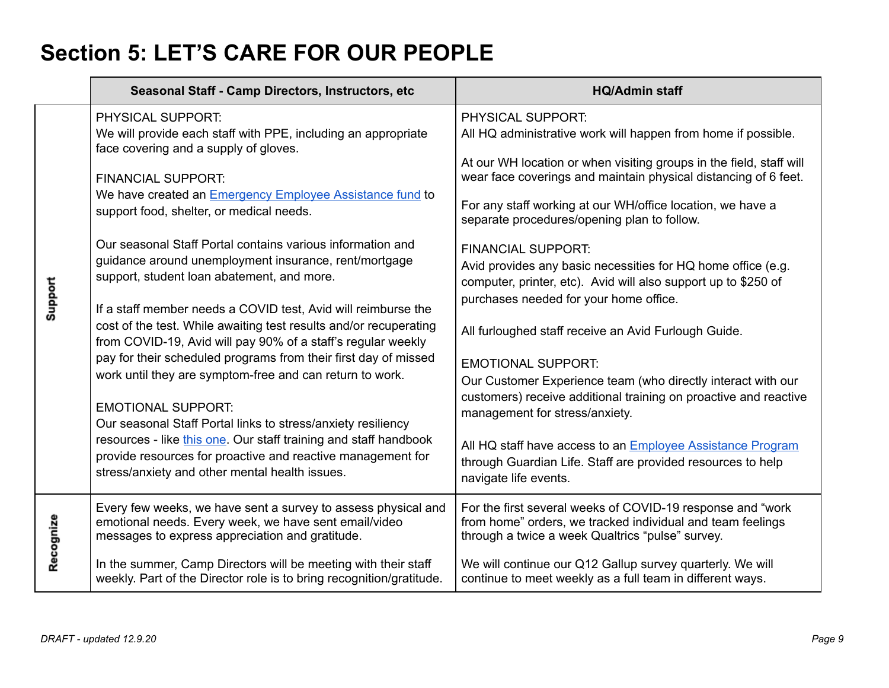# Section 5: LET'S CARE FOR OUR PEOPLE

| | Seasonal Staff - Camp Directors, Instructors, etc | HQ/Admin staff |
|---|---|---|
| **Support** | PHYSICAL SUPPORT:<br>We will provide each staff with PPE, including an appropriate face covering and a supply of gloves.<br><br>FINANCIAL SUPPORT:<br>We have created an Emergency Employee Assistance fund to support food, shelter, or medical needs.<br><br>Our seasonal Staff Portal contains various information and guidance around unemployment insurance, rent/mortgage support, student loan abatement, and more.<br><br>If a staff member needs a COVID test, Avid will reimburse the cost of the test. While awaiting test results and/or recuperating from COVID-19, Avid will pay 90% of a staff's regular weekly pay for their scheduled programs from their first day of missed work until they are symptom-free and can return to work.<br><br>EMOTIONAL SUPPORT:<br>Our seasonal Staff Portal links to stress/anxiety resiliency resources - like this one. Our staff training and staff handbook provide resources for proactive and reactive management for stress/anxiety and other mental health issues. | PHYSICAL SUPPORT:<br>All HQ administrative work will happen from home if possible.<br><br>At our WH location or when visiting groups in the field, staff will wear face coverings and maintain physical distancing of 6 feet.<br><br>For any staff working at our WH/office location, we have a separate procedures/opening plan to follow.<br><br>FINANCIAL SUPPORT:<br>Avid provides any basic necessities for HQ home office (e.g. computer, printer, etc). Avid will also support up to $250 of purchases needed for your home office.<br><br>All furloughed staff receive an Avid Furlough Guide.<br><br>EMOTIONAL SUPPORT:<br>Our Customer Experience team (who directly interact with our customers) receive additional training on proactive and reactive management for stress/anxiety.<br><br>All HQ staff have access to an Employee Assistance Program through Guardian Life. Staff are provided resources to help navigate life events. |
| **Recognize** | Every few weeks, we have sent a survey to assess physical and emotional needs. Every week, we have sent email/video messages to express appreciation and gratitude.<br><br>In the summer, Camp Directors will be meeting with their staff weekly. Part of the Director role is to bring recognition/gratitude. | For the first several weeks of COVID-19 response and "work from home" orders, we tracked individual and team feelings through a twice a week Qualtrics "pulse" survey.<br><br>We will continue our Q12 Gallup survey quarterly. We will continue to meet weekly as a full team in different ways. |

*DRAFT - updated 12.9.20*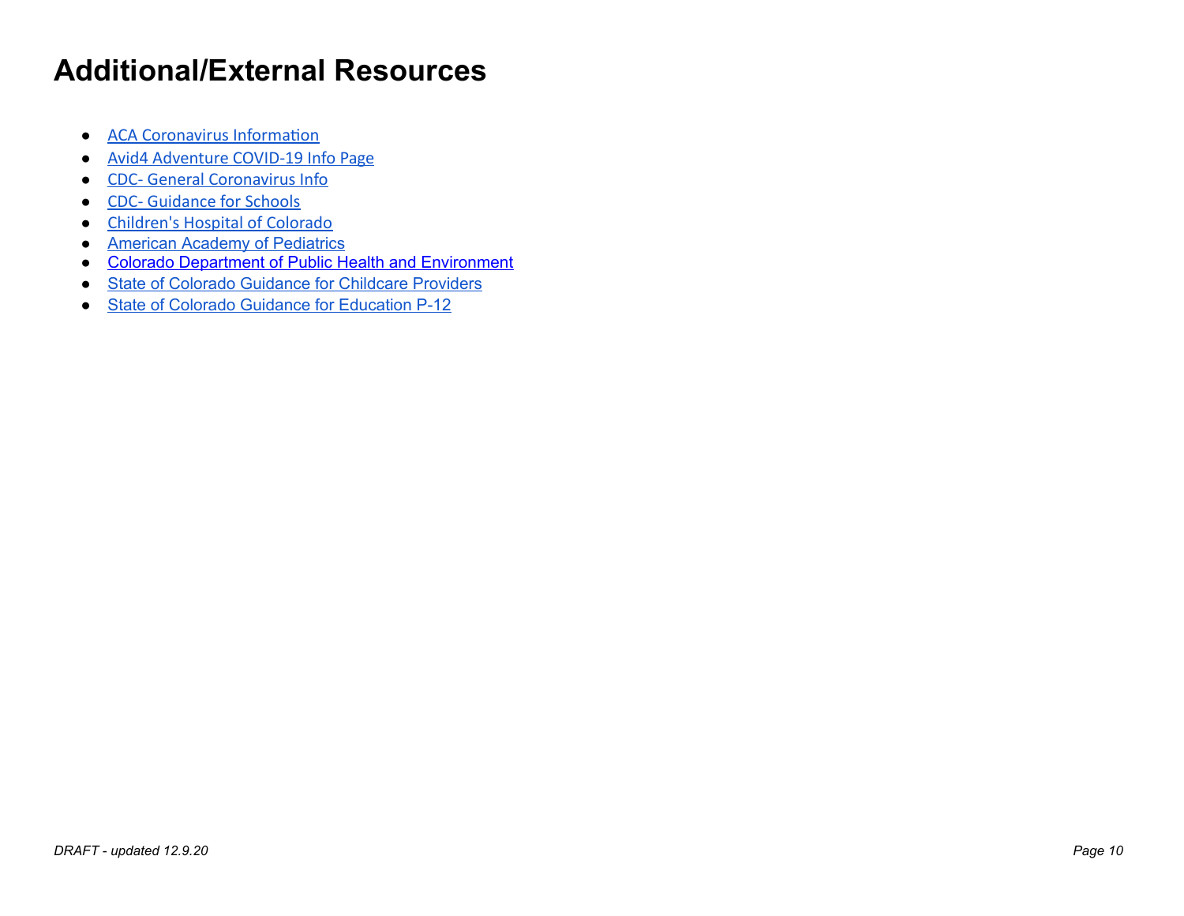# Additional/External Resources

- ACA Coronavirus Information
- Avid4 Adventure COVID-19 Info Page
- CDC- General Coronavirus Info
- CDC- Guidance for Schools
- Children's Hospital of Colorado
- American Academy of Pediatrics
- Colorado Department of Public Health and Environment
- State of Colorado Guidance for Childcare Providers
- State of Colorado Guidance for Education P-12